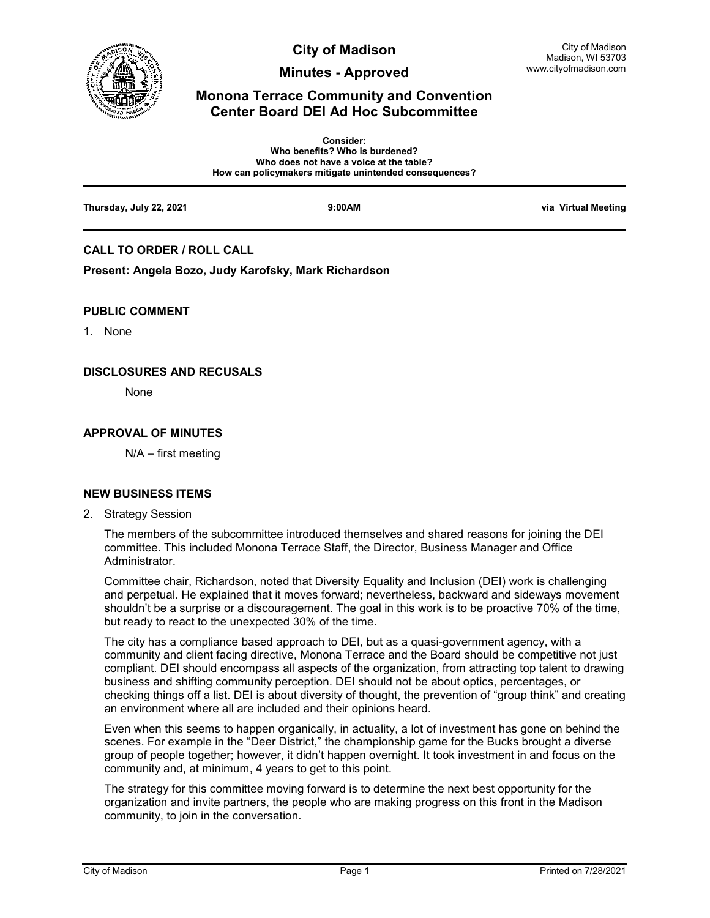# City of Madison

## Minutes - Approved

## Monona Terrace Community and Convention Center Board DEI Ad Hoc Subcommittee

City of Madison
Madison, WI 53703
www.cityofmadison.com

**Consider:**
**Who benefits? Who is burdened?**
**Who does not have a voice at the table?**
**How can policymakers mitigate unintended consequences?**

**Thursday, July 22, 2021** **9:00AM** **via Virtual Meeting**

### CALL TO ORDER / ROLL CALL

**Present: Angela Bozo, Judy Karofsky, Mark Richardson**

### PUBLIC COMMENT

1. None

### DISCLOSURES AND RECUSALS

None

### APPROVAL OF MINUTES

N/A – first meeting

### NEW BUSINESS ITEMS

2. Strategy Session

The members of the subcommittee introduced themselves and shared reasons for joining the DEI committee. This included Monona Terrace Staff, the Director, Business Manager and Office Administrator.

Committee chair, Richardson, noted that Diversity Equality and Inclusion (DEI) work is challenging and perpetual. He explained that it moves forward; nevertheless, backward and sideways movement shouldn't be a surprise or a discouragement. The goal in this work is to be proactive 70% of the time, but ready to react to the unexpected 30% of the time.

The city has a compliance based approach to DEI, but as a quasi-government agency, with a community and client facing directive, Monona Terrace and the Board should be competitive not just compliant. DEI should encompass all aspects of the organization, from attracting top talent to drawing business and shifting community perception. DEI should not be about optics, percentages, or checking things off a list. DEI is about diversity of thought, the prevention of "group think" and creating an environment where all are included and their opinions heard.

Even when this seems to happen organically, in actuality, a lot of investment has gone on behind the scenes. For example in the "Deer District," the championship game for the Bucks brought a diverse group of people together; however, it didn't happen overnight. It took investment in and focus on the community and, at minimum, 4 years to get to this point.

The strategy for this committee moving forward is to determine the next best opportunity for the organization and invite partners, the people who are making progress on this front in the Madison community, to join in the conversation.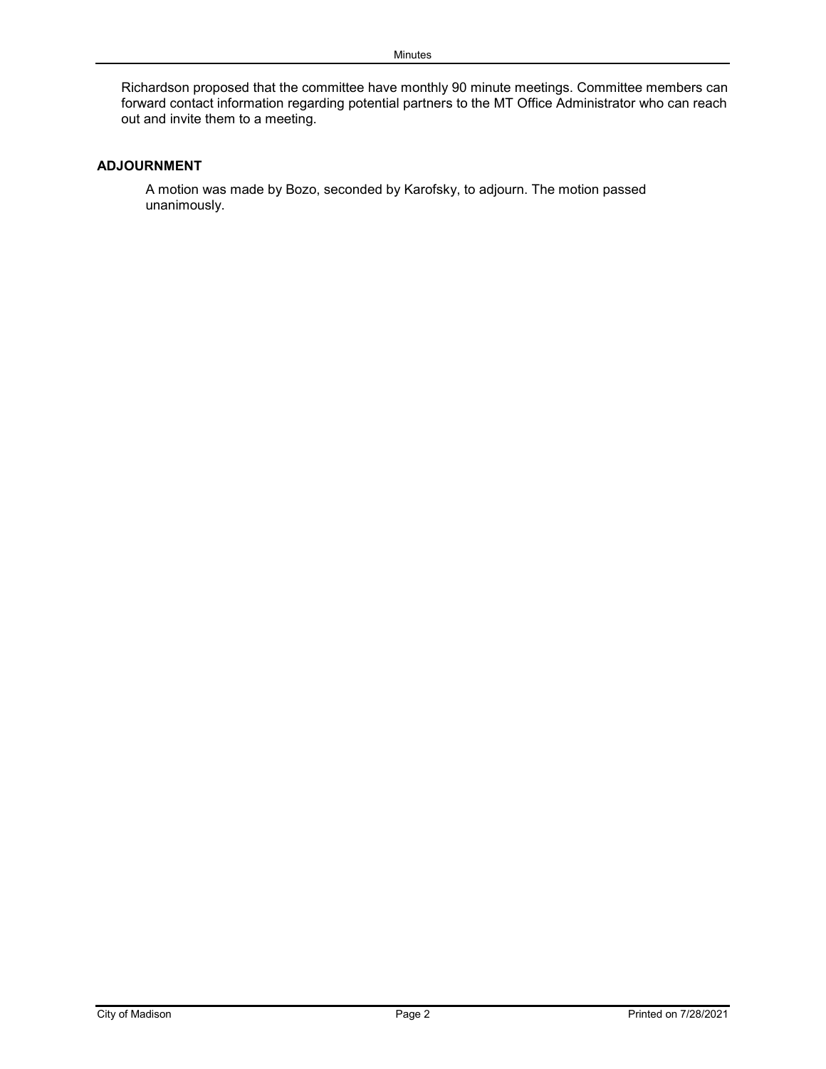Richardson proposed that the committee have monthly 90 minute meetings. Committee members can forward contact information regarding potential partners to the MT Office Administrator who can reach out and invite them to a meeting.

## ADJOURNMENT

A motion was made by Bozo, seconded by Karofsky, to adjourn. The motion passed unanimously.